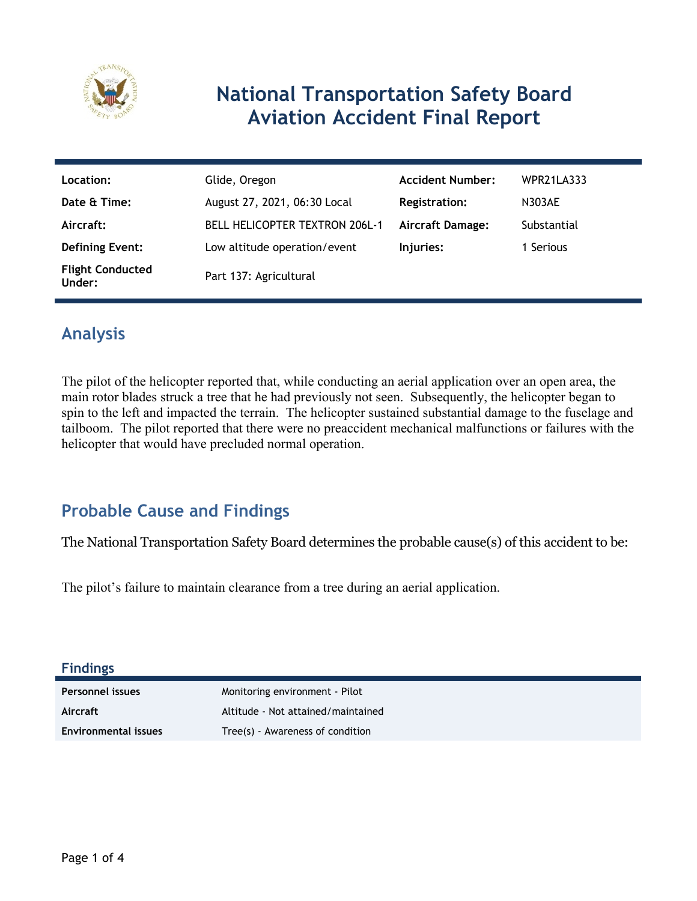# National Transportation Safety Board Aviation Accident Final Report

| | | | |
|---|---|---|---|
| **Location:** | Glide, Oregon | **Accident Number:** | WPR21LA333 |
| **Date & Time:** | August 27, 2021, 06:30 Local | **Registration:** | N303AE |
| **Aircraft:** | BELL HELICOPTER TEXTRON 206L-1 | **Aircraft Damage:** | Substantial |
| **Defining Event:** | Low altitude operation/event | **Injuries:** | 1 Serious |
| **Flight Conducted Under:** | Part 137: Agricultural | | |

## Analysis

The pilot of the helicopter reported that, while conducting an aerial application over an open area, the main rotor blades struck a tree that he had previously not seen. Subsequently, the helicopter began to spin to the left and impacted the terrain. The helicopter sustained substantial damage to the fuselage and tailboom. The pilot reported that there were no preaccident mechanical malfunctions or failures with the helicopter that would have precluded normal operation.

## Probable Cause and Findings

The National Transportation Safety Board determines the probable cause(s) of this accident to be:

The pilot's failure to maintain clearance from a tree during an aerial application.

### Findings

| | |
|---|---|
| **Personnel issues** | Monitoring environment - Pilot |
| **Aircraft** | Altitude - Not attained/maintained |
| **Environmental issues** | Tree(s) - Awareness of condition |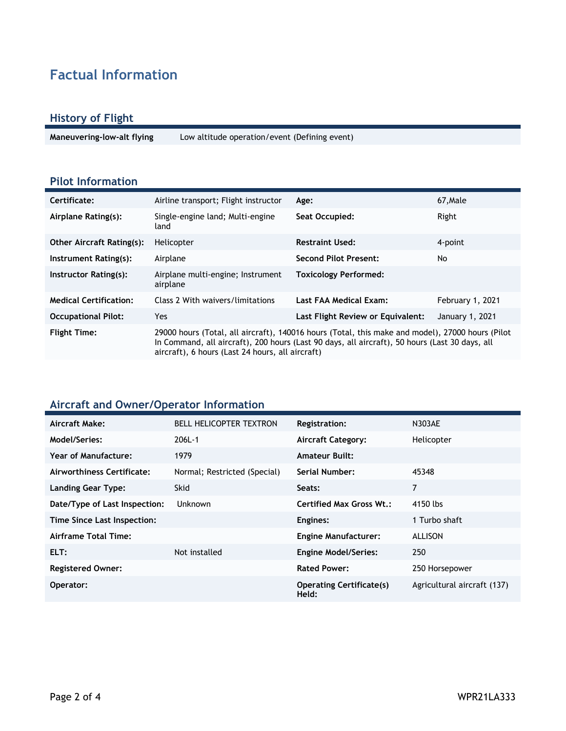# Factual Information

## History of Flight

| | |
|---|---|
| **Maneuvering-low-alt flying** | Low altitude operation/event (Defining event) |

## Pilot Information

| | | | |
|---|---|---|---|
| **Certificate:** | Airline transport; Flight instructor | **Age:** | 67,Male |
| **Airplane Rating(s):** | Single-engine land; Multi-engine land | **Seat Occupied:** | Right |
| **Other Aircraft Rating(s):** | Helicopter | **Restraint Used:** | 4-point |
| **Instrument Rating(s):** | Airplane | **Second Pilot Present:** | No |
| **Instructor Rating(s):** | Airplane multi-engine; Instrument airplane | **Toxicology Performed:** | |
| **Medical Certification:** | Class 2 With waivers/limitations | **Last FAA Medical Exam:** | February 1, 2021 |
| **Occupational Pilot:** | Yes | **Last Flight Review or Equivalent:** | January 1, 2021 |
| **Flight Time:** | 29000 hours (Total, all aircraft), 140016 hours (Total, this make and model), 27000 hours (Pilot In Command, all aircraft), 200 hours (Last 90 days, all aircraft), 50 hours (Last 30 days, all aircraft), 6 hours (Last 24 hours, all aircraft) | | |

## Aircraft and Owner/Operator Information

| | | | |
|---|---|---|---|
| **Aircraft Make:** | BELL HELICOPTER TEXTRON | **Registration:** | N303AE |
| **Model/Series:** | 206L-1 | **Aircraft Category:** | Helicopter |
| **Year of Manufacture:** | 1979 | **Amateur Built:** | |
| **Airworthiness Certificate:** | Normal; Restricted (Special) | **Serial Number:** | 45348 |
| **Landing Gear Type:** | Skid | **Seats:** | 7 |
| **Date/Type of Last Inspection:** | Unknown | **Certified Max Gross Wt.:** | 4150 lbs |
| **Time Since Last Inspection:** | | **Engines:** | 1 Turbo shaft |
| **Airframe Total Time:** | | **Engine Manufacturer:** | ALLISON |
| **ELT:** | Not installed | **Engine Model/Series:** | 250 |
| **Registered Owner:** | | **Rated Power:** | 250 Horsepower |
| **Operator:** | | **Operating Certificate(s) Held:** | Agricultural aircraft (137) |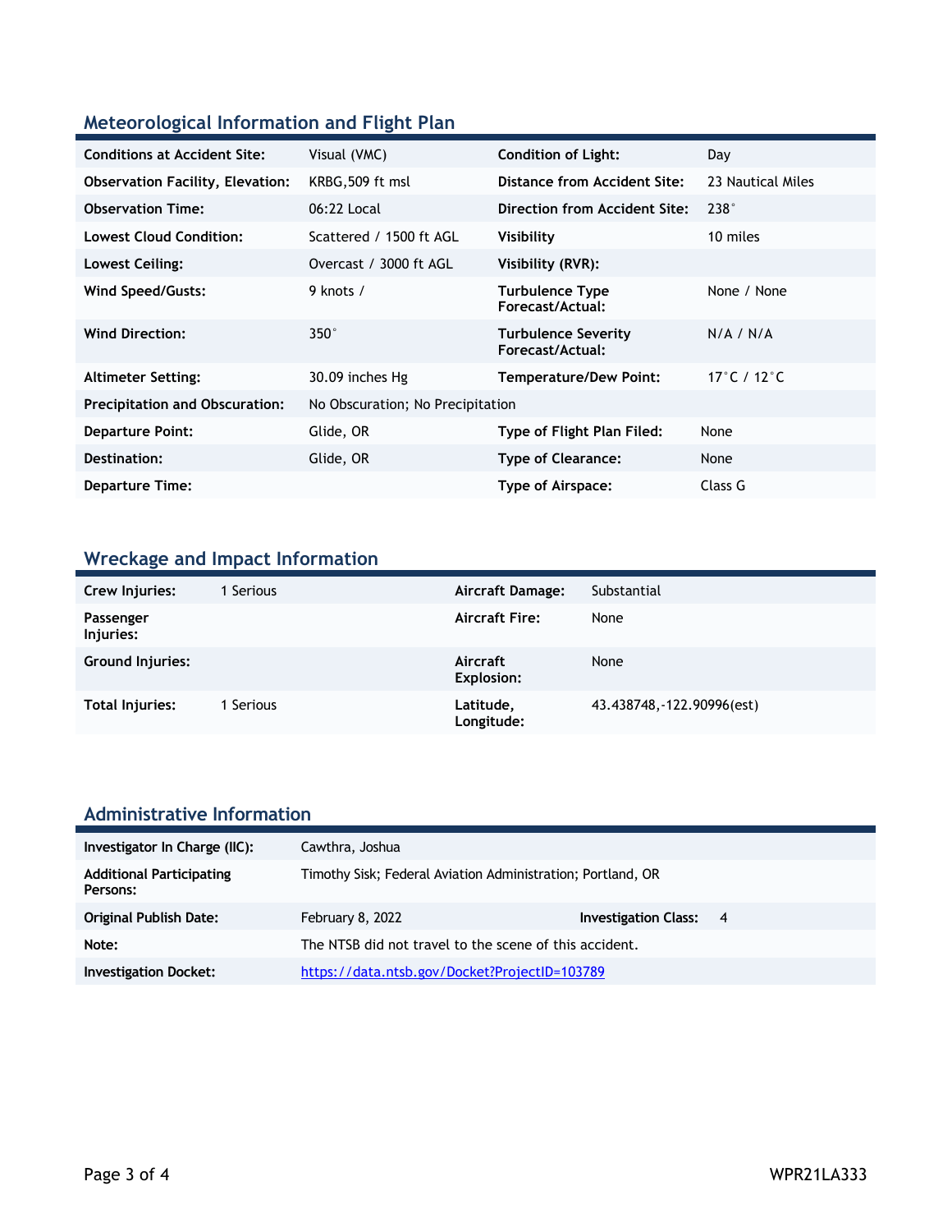## Meteorological Information and Flight Plan

| | | | |
|---|---|---|---|
| **Conditions at Accident Site:** | Visual (VMC) | **Condition of Light:** | Day |
| **Observation Facility, Elevation:** | KRBG,509 ft msl | **Distance from Accident Site:** | 23 Nautical Miles |
| **Observation Time:** | 06:22 Local | **Direction from Accident Site:** | 238° |
| **Lowest Cloud Condition:** | Scattered / 1500 ft AGL | **Visibility** | 10 miles |
| **Lowest Ceiling:** | Overcast / 3000 ft AGL | **Visibility (RVR):** | |
| **Wind Speed/Gusts:** | 9 knots / | **Turbulence Type Forecast/Actual:** | None / None |
| **Wind Direction:** | 350° | **Turbulence Severity Forecast/Actual:** | N/A / N/A |
| **Altimeter Setting:** | 30.09 inches Hg | **Temperature/Dew Point:** | 17°C / 12°C |
| **Precipitation and Obscuration:** | No Obscuration; No Precipitation | | |
| **Departure Point:** | Glide, OR | **Type of Flight Plan Filed:** | None |
| **Destination:** | Glide, OR | **Type of Clearance:** | None |
| **Departure Time:** | | **Type of Airspace:** | Class G |

## Wreckage and Impact Information

| | | | |
|---|---|---|---|
| **Crew Injuries:** | 1 Serious | **Aircraft Damage:** | Substantial |
| **Passenger Injuries:** | | **Aircraft Fire:** | None |
| **Ground Injuries:** | | **Aircraft Explosion:** | None |
| **Total Injuries:** | 1 Serious | **Latitude, Longitude:** | 43.438748,-122.90996(est) |

## Administrative Information

| | | | |
|---|---|---|---|
| **Investigator In Charge (IIC):** | Cawthra, Joshua | | |
| **Additional Participating Persons:** | Timothy Sisk; Federal Aviation Administration; Portland, OR | | |
| **Original Publish Date:** | February 8, 2022 | **Investigation Class:** | 4 |
| **Note:** | The NTSB did not travel to the scene of this accident. | | |
| **Investigation Docket:** | https://data.ntsb.gov/Docket?ProjectID=103789 | | |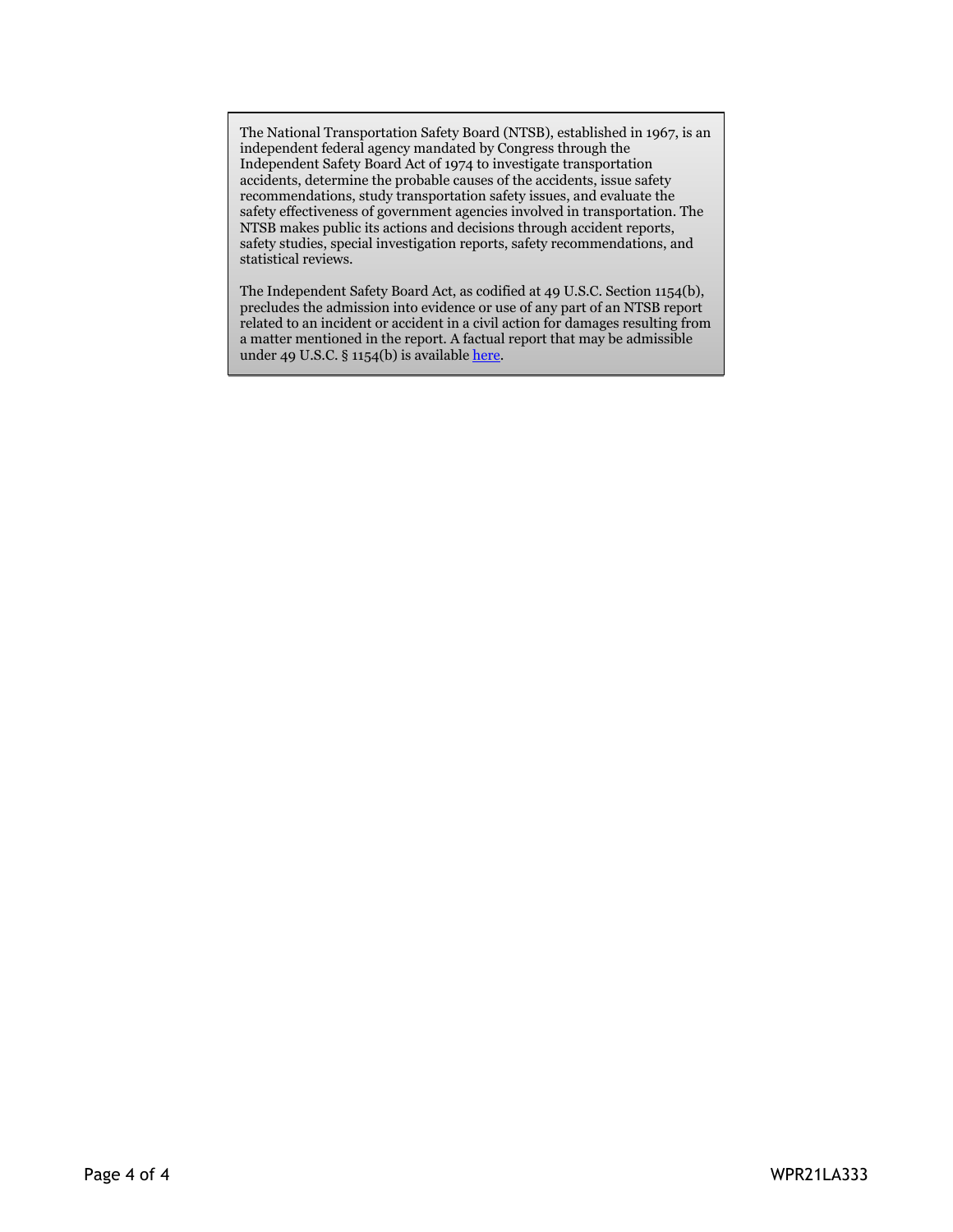The National Transportation Safety Board (NTSB), established in 1967, is an independent federal agency mandated by Congress through the Independent Safety Board Act of 1974 to investigate transportation accidents, determine the probable causes of the accidents, issue safety recommendations, study transportation safety issues, and evaluate the safety effectiveness of government agencies involved in transportation. The NTSB makes public its actions and decisions through accident reports, safety studies, special investigation reports, safety recommendations, and statistical reviews.

The Independent Safety Board Act, as codified at 49 U.S.C. Section 1154(b), precludes the admission into evidence or use of any part of an NTSB report related to an incident or accident in a civil action for damages resulting from a matter mentioned in the report. A factual report that may be admissible under 49 U.S.C. § 1154(b) is available here.